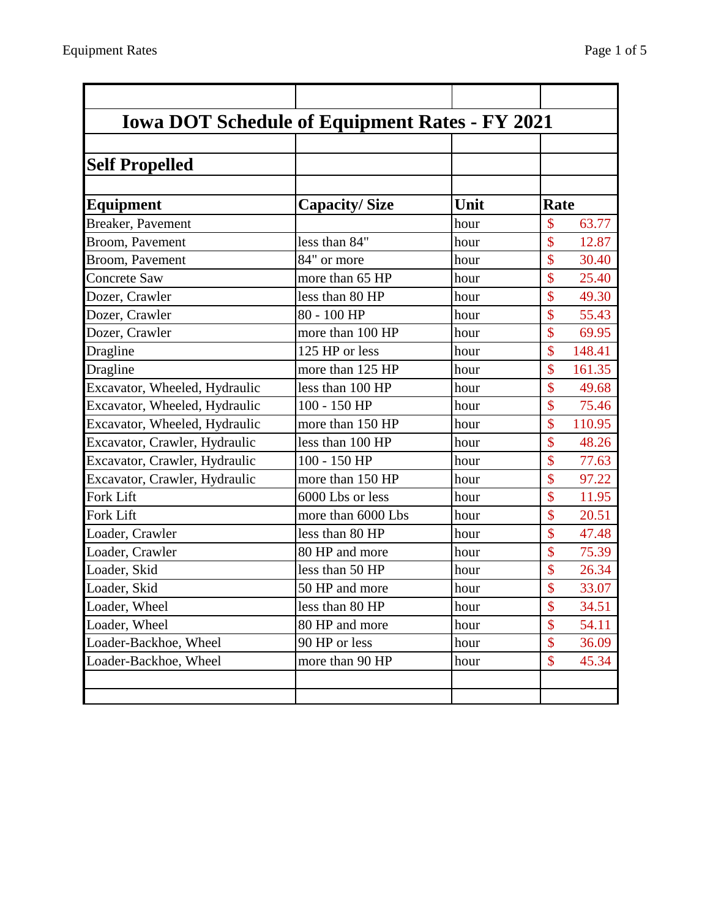# Iowa DOT Schedule of Equipment Rates - FY 2021

## Self Propelled

| Equipment | Capacity/ Size | Unit | Rate |
|---|---|---|---|
| Breaker, Pavement | | hour | $ 63.77 |
| Broom, Pavement | less than 84" | hour | $ 12.87 |
| Broom, Pavement | 84" or more | hour | $ 30.40 |
| Concrete Saw | more than 65 HP | hour | $ 25.40 |
| Dozer, Crawler | less than 80 HP | hour | $ 49.30 |
| Dozer, Crawler | 80 - 100 HP | hour | $ 55.43 |
| Dozer, Crawler | more than 100 HP | hour | $ 69.95 |
| Dragline | 125 HP or less | hour | $ 148.41 |
| Dragline | more than 125 HP | hour | $ 161.35 |
| Excavator, Wheeled, Hydraulic | less than 100 HP | hour | $ 49.68 |
| Excavator, Wheeled, Hydraulic | 100 - 150 HP | hour | $ 75.46 |
| Excavator, Wheeled, Hydraulic | more than 150 HP | hour | $ 110.95 |
| Excavator, Crawler, Hydraulic | less than 100 HP | hour | $ 48.26 |
| Excavator, Crawler, Hydraulic | 100 - 150 HP | hour | $ 77.63 |
| Excavator, Crawler, Hydraulic | more than 150 HP | hour | $ 97.22 |
| Fork Lift | 6000 Lbs or less | hour | $ 11.95 |
| Fork Lift | more than 6000 Lbs | hour | $ 20.51 |
| Loader, Crawler | less than 80 HP | hour | $ 47.48 |
| Loader, Crawler | 80 HP and more | hour | $ 75.39 |
| Loader, Skid | less than 50 HP | hour | $ 26.34 |
| Loader, Skid | 50 HP and more | hour | $ 33.07 |
| Loader, Wheel | less than 80 HP | hour | $ 34.51 |
| Loader, Wheel | 80 HP and more | hour | $ 54.11 |
| Loader-Backhoe, Wheel | 90 HP or less | hour | $ 36.09 |
| Loader-Backhoe, Wheel | more than 90 HP | hour | $ 45.34 |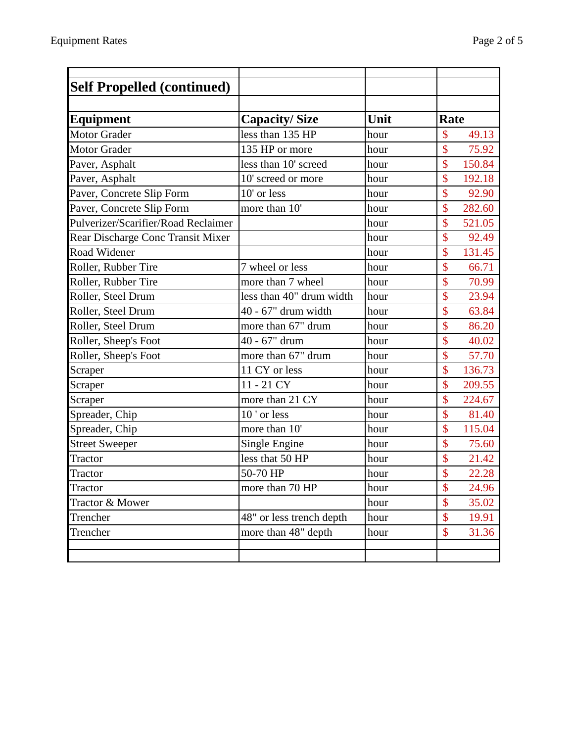## Self Propelled (continued)

| Equipment | Capacity/ Size | Unit | Rate |
|---|---|---|---|
| Motor Grader | less than 135 HP | hour | $ 49.13 |
| Motor Grader | 135 HP or more | hour | $ 75.92 |
| Paver, Asphalt | less than 10' screed | hour | $ 150.84 |
| Paver, Asphalt | 10' screed or more | hour | $ 192.18 |
| Paver, Concrete Slip Form | 10' or less | hour | $ 92.90 |
| Paver, Concrete Slip Form | more than 10' | hour | $ 282.60 |
| Pulverizer/Scarifier/Road Reclaimer | | hour | $ 521.05 |
| Rear Discharge Conc Transit Mixer | | hour | $ 92.49 |
| Road Widener | | hour | $ 131.45 |
| Roller, Rubber Tire | 7 wheel or less | hour | $ 66.71 |
| Roller, Rubber Tire | more than 7 wheel | hour | $ 70.99 |
| Roller, Steel Drum | less than 40" drum width | hour | $ 23.94 |
| Roller, Steel Drum | 40 - 67" drum width | hour | $ 63.84 |
| Roller, Steel Drum | more than 67" drum | hour | $ 86.20 |
| Roller, Sheep's Foot | 40 - 67" drum | hour | $ 40.02 |
| Roller, Sheep's Foot | more than 67" drum | hour | $ 57.70 |
| Scraper | 11 CY or less | hour | $ 136.73 |
| Scraper | 11 - 21 CY | hour | $ 209.55 |
| Scraper | more than 21 CY | hour | $ 224.67 |
| Spreader, Chip | 10 ' or less | hour | $ 81.40 |
| Spreader, Chip | more than 10' | hour | $ 115.04 |
| Street Sweeper | Single Engine | hour | $ 75.60 |
| Tractor | less that 50 HP | hour | $ 21.42 |
| Tractor | 50-70 HP | hour | $ 22.28 |
| Tractor | more than 70 HP | hour | $ 24.96 |
| Tractor & Mower | | hour | $ 35.02 |
| Trencher | 48" or less trench depth | hour | $ 19.91 |
| Trencher | more than 48" depth | hour | $ 31.36 |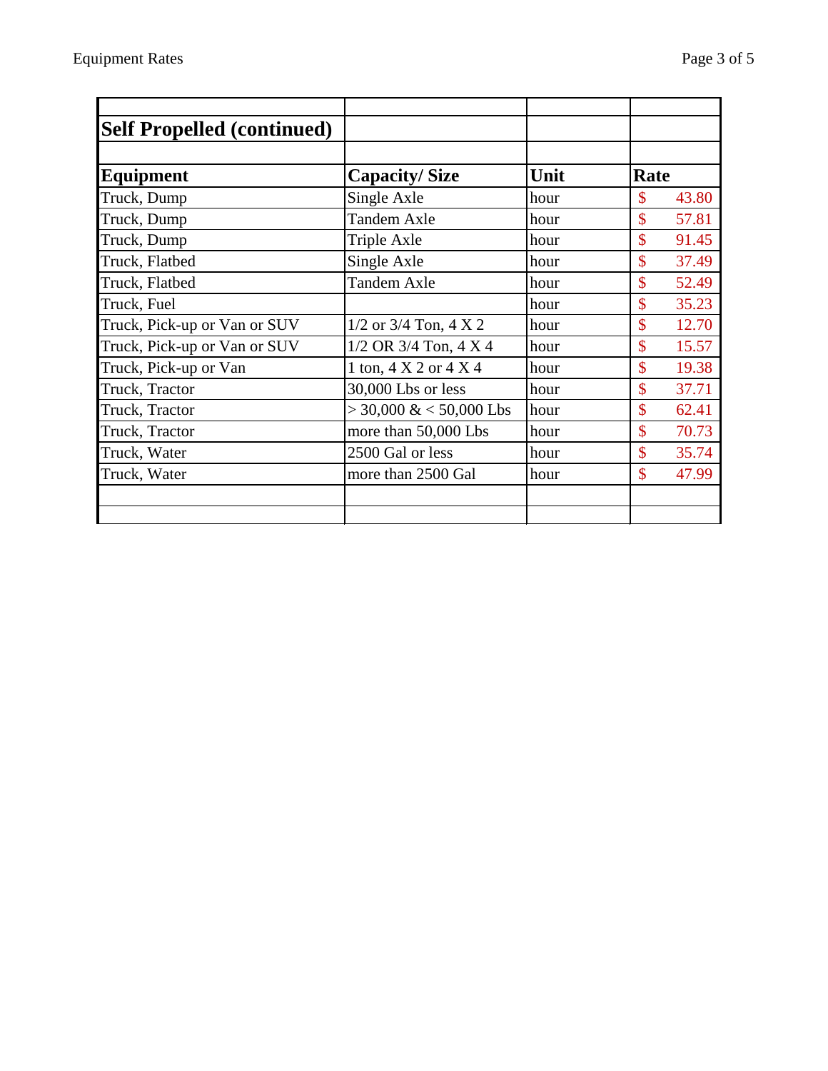## Self Propelled (continued)

| Equipment | Capacity/ Size | Unit | Rate |
|---|---|---|---|
| Truck, Dump | Single Axle | hour | $ 43.80 |
| Truck, Dump | Tandem Axle | hour | $ 57.81 |
| Truck, Dump | Triple Axle | hour | $ 91.45 |
| Truck, Flatbed | Single Axle | hour | $ 37.49 |
| Truck, Flatbed | Tandem Axle | hour | $ 52.49 |
| Truck, Fuel | | hour | $ 35.23 |
| Truck, Pick-up or Van or SUV | 1/2 or 3/4 Ton, 4 X 2 | hour | $ 12.70 |
| Truck, Pick-up or Van or SUV | 1/2 OR 3/4 Ton, 4 X 4 | hour | $ 15.57 |
| Truck, Pick-up or Van | 1 ton, 4 X 2 or 4 X 4 | hour | $ 19.38 |
| Truck, Tractor | 30,000 Lbs or less | hour | $ 37.71 |
| Truck, Tractor | > 30,000 & < 50,000 Lbs | hour | $ 62.41 |
| Truck, Tractor | more than 50,000 Lbs | hour | $ 70.73 |
| Truck, Water | 2500 Gal or less | hour | $ 35.74 |
| Truck, Water | more than 2500 Gal | hour | $ 47.99 |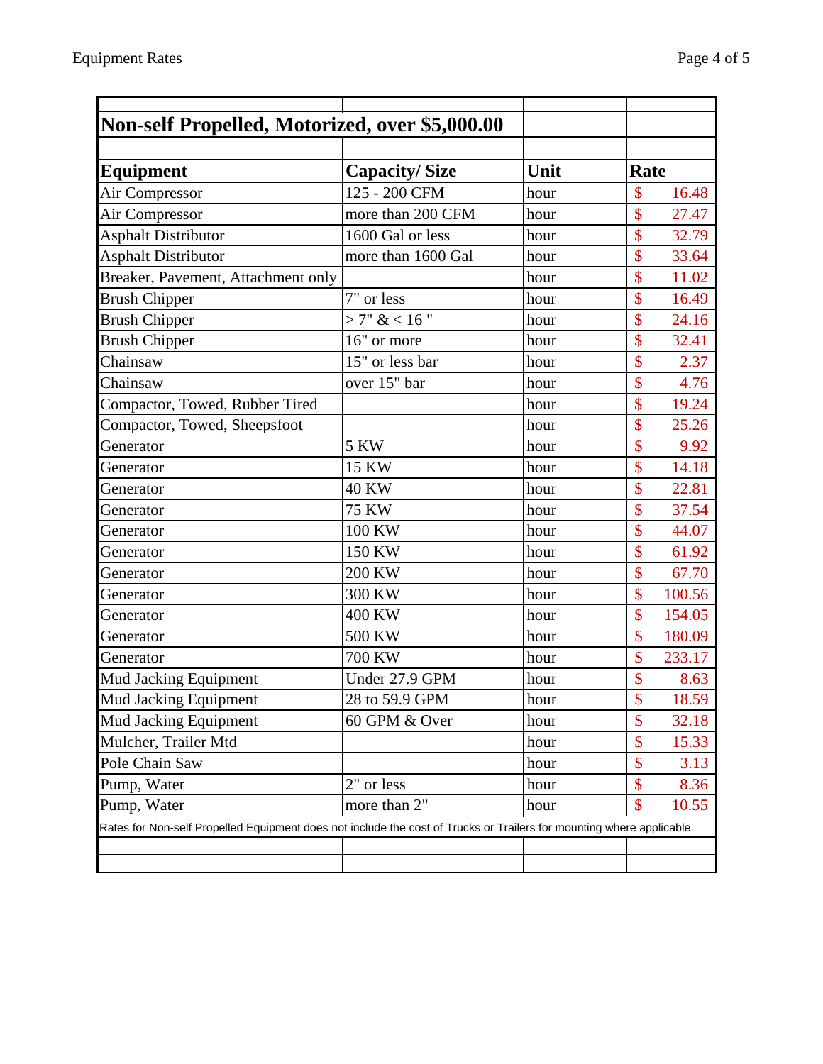## Non-self Propelled, Motorized, over $5,000.00

| Equipment | Capacity/ Size | Unit | Rate |
|---|---|---|---|
| Air Compressor | 125 - 200 CFM | hour | $ 16.48 |
| Air Compressor | more than 200 CFM | hour | $ 27.47 |
| Asphalt Distributor | 1600 Gal or less | hour | $ 32.79 |
| Asphalt Distributor | more than 1600 Gal | hour | $ 33.64 |
| Breaker, Pavement, Attachment only | | hour | $ 11.02 |
| Brush Chipper | 7" or less | hour | $ 16.49 |
| Brush Chipper | > 7" & < 16 " | hour | $ 24.16 |
| Brush Chipper | 16" or more | hour | $ 32.41 |
| Chainsaw | 15" or less bar | hour | $ 2.37 |
| Chainsaw | over 15" bar | hour | $ 4.76 |
| Compactor, Towed, Rubber Tired | | hour | $ 19.24 |
| Compactor, Towed, Sheepsfoot | | hour | $ 25.26 |
| Generator | 5 KW | hour | $ 9.92 |
| Generator | 15 KW | hour | $ 14.18 |
| Generator | 40 KW | hour | $ 22.81 |
| Generator | 75 KW | hour | $ 37.54 |
| Generator | 100 KW | hour | $ 44.07 |
| Generator | 150 KW | hour | $ 61.92 |
| Generator | 200 KW | hour | $ 67.70 |
| Generator | 300 KW | hour | $ 100.56 |
| Generator | 400 KW | hour | $ 154.05 |
| Generator | 500 KW | hour | $ 180.09 |
| Generator | 700 KW | hour | $ 233.17 |
| Mud Jacking Equipment | Under 27.9 GPM | hour | $ 8.63 |
| Mud Jacking Equipment | 28 to 59.9 GPM | hour | $ 18.59 |
| Mud Jacking Equipment | 60 GPM & Over | hour | $ 32.18 |
| Mulcher, Trailer Mtd | | hour | $ 15.33 |
| Pole Chain Saw | | hour | $ 3.13 |
| Pump, Water | 2" or less | hour | $ 8.36 |
| Pump, Water | more than 2" | hour | $ 10.55 |

Rates for Non-self Propelled Equipment does not include the cost of Trucks or Trailers for mounting where applicable.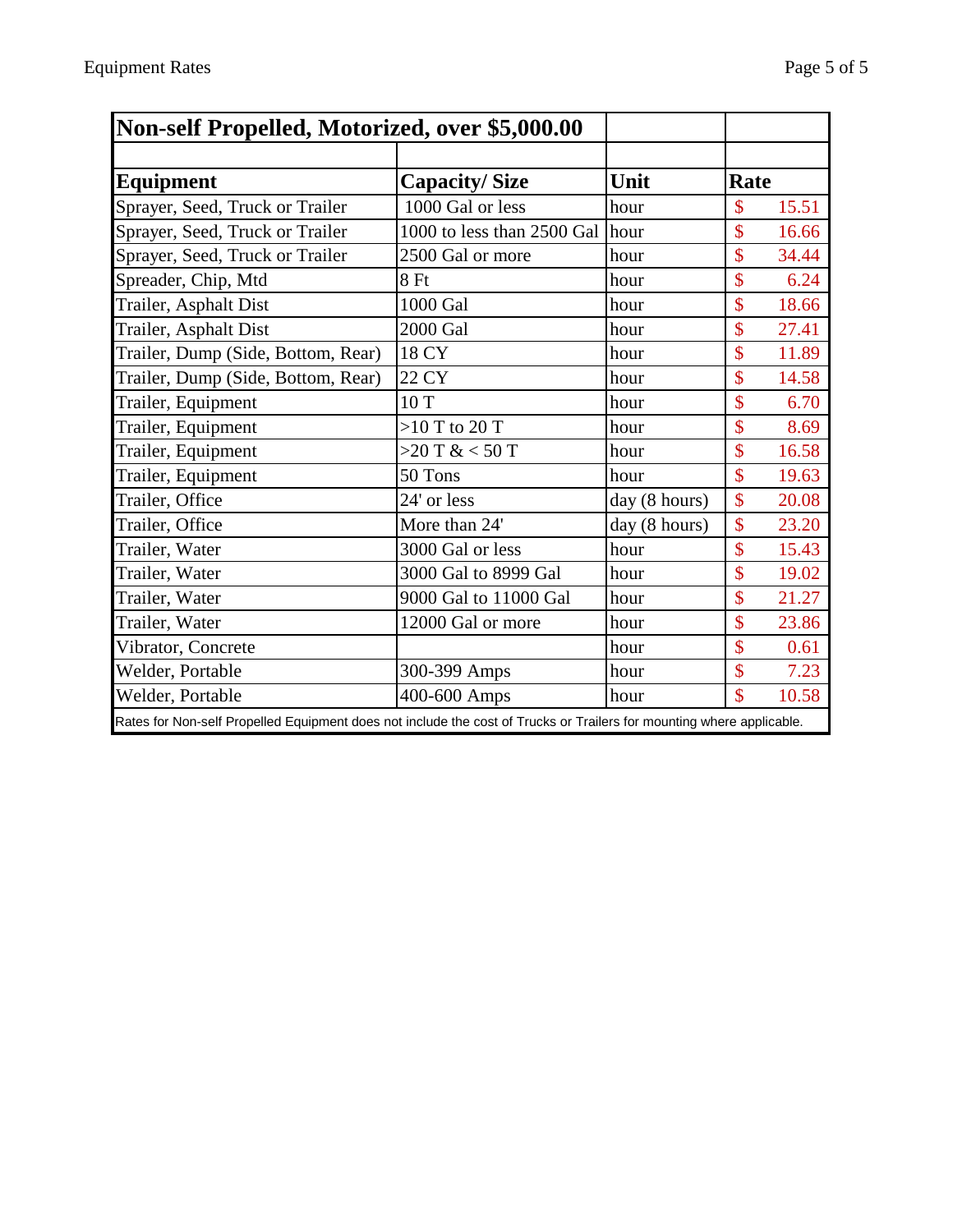## Non-self Propelled, Motorized, over $5,000.00

| Equipment | Capacity/ Size | Unit | Rate |
|---|---|---|---|
| Sprayer, Seed, Truck or Trailer | 1000 Gal or less | hour | $ 15.51 |
| Sprayer, Seed, Truck or Trailer | 1000 to less than 2500 Gal | hour | $ 16.66 |
| Sprayer, Seed, Truck or Trailer | 2500 Gal or more | hour | $ 34.44 |
| Spreader, Chip, Mtd | 8 Ft | hour | $ 6.24 |
| Trailer, Asphalt Dist | 1000 Gal | hour | $ 18.66 |
| Trailer, Asphalt Dist | 2000 Gal | hour | $ 27.41 |
| Trailer, Dump (Side, Bottom, Rear) | 18 CY | hour | $ 11.89 |
| Trailer, Dump (Side, Bottom, Rear) | 22 CY | hour | $ 14.58 |
| Trailer, Equipment | 10 T | hour | $ 6.70 |
| Trailer, Equipment | >10 T to 20 T | hour | $ 8.69 |
| Trailer, Equipment | >20 T & < 50 T | hour | $ 16.58 |
| Trailer, Equipment | 50 Tons | hour | $ 19.63 |
| Trailer, Office | 24' or less | day (8 hours) | $ 20.08 |
| Trailer, Office | More than 24' | day (8 hours) | $ 23.20 |
| Trailer, Water | 3000 Gal or less | hour | $ 15.43 |
| Trailer, Water | 3000 Gal to 8999 Gal | hour | $ 19.02 |
| Trailer, Water | 9000 Gal to 11000 Gal | hour | $ 21.27 |
| Trailer, Water | 12000 Gal or more | hour | $ 23.86 |
| Vibrator, Concrete | | hour | $ 0.61 |
| Welder, Portable | 300-399 Amps | hour | $ 7.23 |
| Welder, Portable | 400-600 Amps | hour | $ 10.58 |

Rates for Non-self Propelled Equipment does not include the cost of Trucks or Trailers for mounting where applicable.